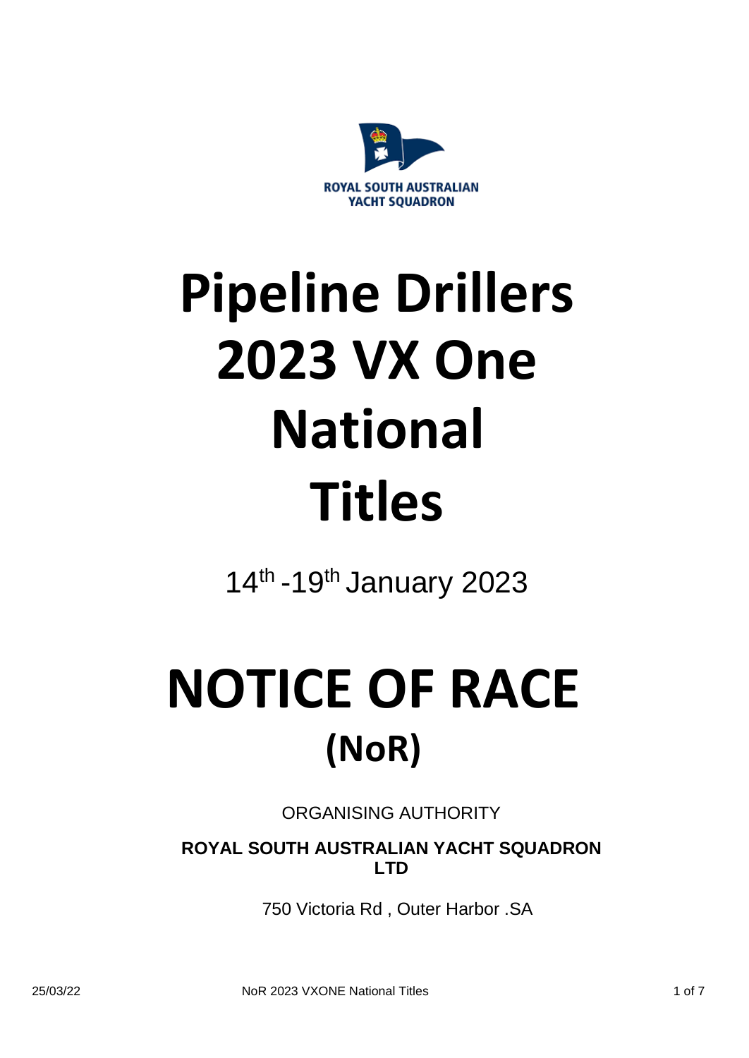ROYAL SOUTH AUSTRALIAN YACHT SQUADRON

# Pipeline Drillers 2023 VX One National Titles

14th -19th January 2023

# NOTICE OF RACE (NoR)

ORGANISING AUTHORITY

**ROYAL SOUTH AUSTRALIAN YACHT SQUADRON LTD**

750 Victoria Rd , Outer Harbor .SA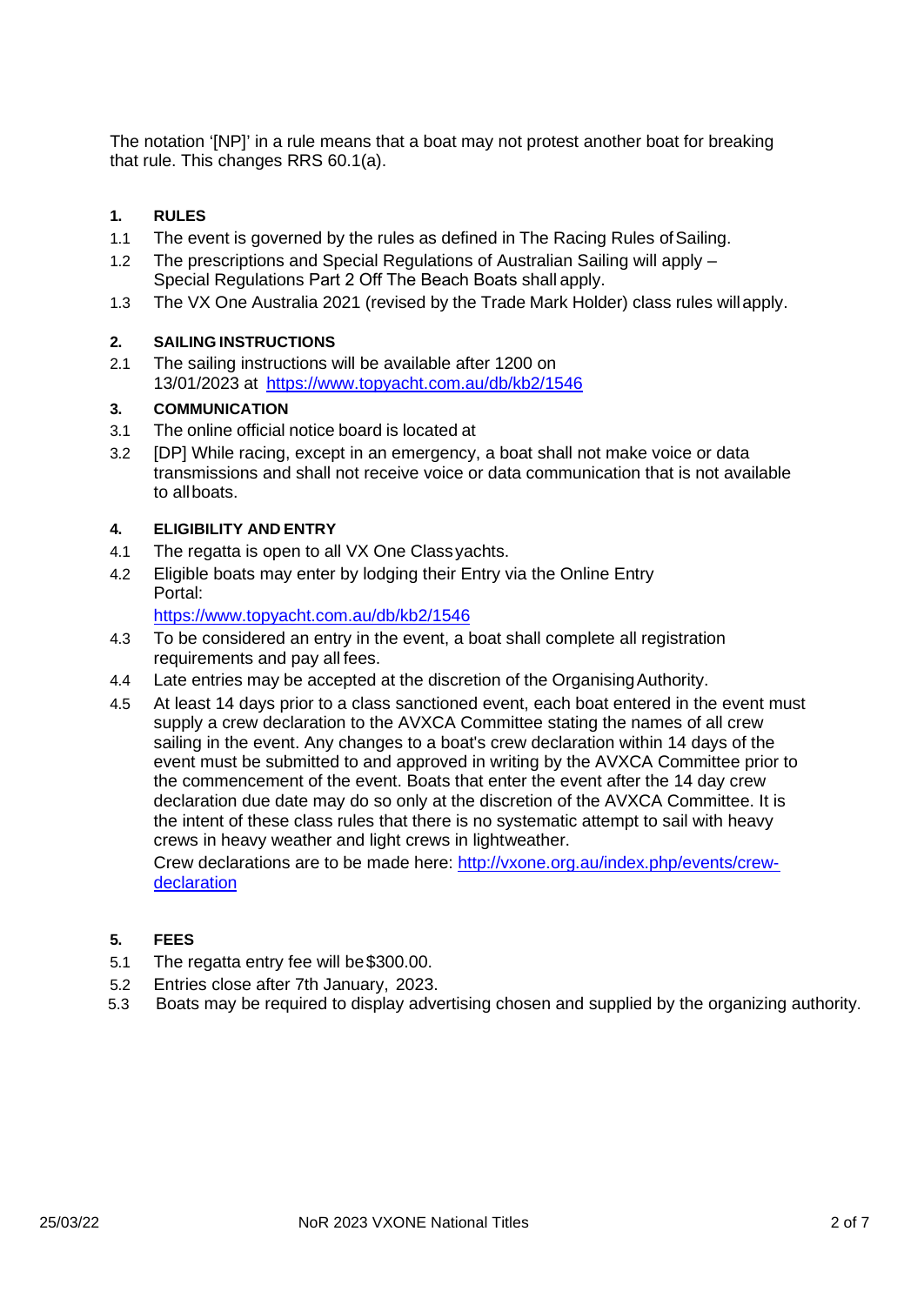The notation '[NP]' in a rule means that a boat may not protest another boat for breaking that rule. This changes RRS 60.1(a).

## 1. RULES

1.1 The event is governed by the rules as defined in The Racing Rules of Sailing.

1.2 The prescriptions and Special Regulations of Australian Sailing will apply – Special Regulations Part 2 Off The Beach Boats shall apply.

1.3 The VX One Australia 2021 (revised by the Trade Mark Holder) class rules will apply.

## 2. SAILING INSTRUCTIONS

2.1 The sailing instructions will be available after 1200 on 13/01/2023 at https://www.topyacht.com.au/db/kb2/1546

## 3. COMMUNICATION

3.1 The online official notice board is located at

3.2 [DP] While racing, except in an emergency, a boat shall not make voice or data transmissions and shall not receive voice or data communication that is not available to all boats.

## 4. ELIGIBILITY AND ENTRY

4.1 The regatta is open to all VX One Class yachts.

4.2 Eligible boats may enter by lodging their Entry via the Online Entry Portal:
https://www.topyacht.com.au/db/kb2/1546

4.3 To be considered an entry in the event, a boat shall complete all registration requirements and pay all fees.

4.4 Late entries may be accepted at the discretion of the Organising Authority.

4.5 At least 14 days prior to a class sanctioned event, each boat entered in the event must supply a crew declaration to the AVXCA Committee stating the names of all crew sailing in the event. Any changes to a boat's crew declaration within 14 days of the event must be submitted to and approved in writing by the AVXCA Committee prior to the commencement of the event. Boats that enter the event after the 14 day crew declaration due date may do so only at the discretion of the AVXCA Committee. It is the intent of these class rules that there is no systematic attempt to sail with heavy crews in heavy weather and light crews in lightweather.
Crew declarations are to be made here: http://vxone.org.au/index.php/events/crew-declaration

## 5. FEES

5.1 The regatta entry fee will be $300.00.

5.2 Entries close after 7th January, 2023.

5.3 Boats may be required to display advertising chosen and supplied by the organizing authority.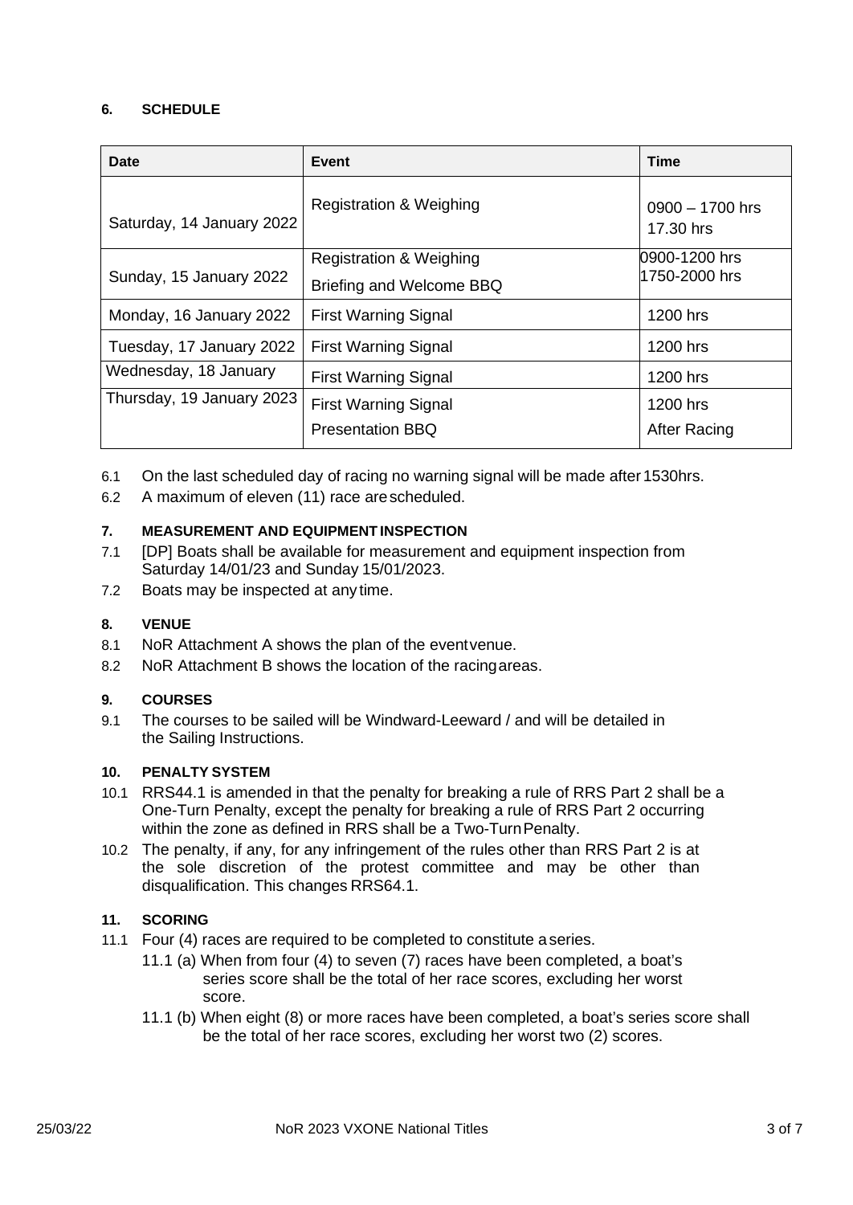## 6. SCHEDULE

| Date | Event | Time |
|---|---|---|
| Saturday, 14 January 2022 | Registration & Weighing | 0900 – 1700 hrs<br>17.30 hrs |
| Sunday, 15 January 2022 | Registration & Weighing<br>Briefing and Welcome BBQ | 0900-1200 hrs<br>1750-2000 hrs |
| Monday, 16 January 2022 | First Warning Signal | 1200 hrs |
| Tuesday, 17 January 2022 | First Warning Signal | 1200 hrs |
| Wednesday, 18 January | First Warning Signal | 1200 hrs |
| Thursday, 19 January 2023 | First Warning Signal<br>Presentation BBQ | 1200 hrs<br>After Racing |

6.1 On the last scheduled day of racing no warning signal will be made after 1530hrs.

6.2 A maximum of eleven (11) race are scheduled.

## 7. MEASUREMENT AND EQUIPMENT INSPECTION

7.1 [DP] Boats shall be available for measurement and equipment inspection from Saturday 14/01/23 and Sunday 15/01/2023.

7.2 Boats may be inspected at any time.

## 8. VENUE

8.1 NoR Attachment A shows the plan of the event venue.

8.2 NoR Attachment B shows the location of the racing areas.

## 9. COURSES

9.1 The courses to be sailed will be Windward-Leeward / and will be detailed in the Sailing Instructions.

## 10. PENALTY SYSTEM

10.1 RRS44.1 is amended in that the penalty for breaking a rule of RRS Part 2 shall be a One-Turn Penalty, except the penalty for breaking a rule of RRS Part 2 occurring within the zone as defined in RRS shall be a Two-Turn Penalty.

10.2 The penalty, if any, for any infringement of the rules other than RRS Part 2 is at the sole discretion of the protest committee and may be other than disqualification. This changes RRS64.1.

## 11. SCORING

11.1 Four (4) races are required to be completed to constitute a series.

11.1 (a) When from four (4) to seven (7) races have been completed, a boat's series score shall be the total of her race scores, excluding her worst score.

11.1 (b) When eight (8) or more races have been completed, a boat's series score shall be the total of her race scores, excluding her worst two (2) scores.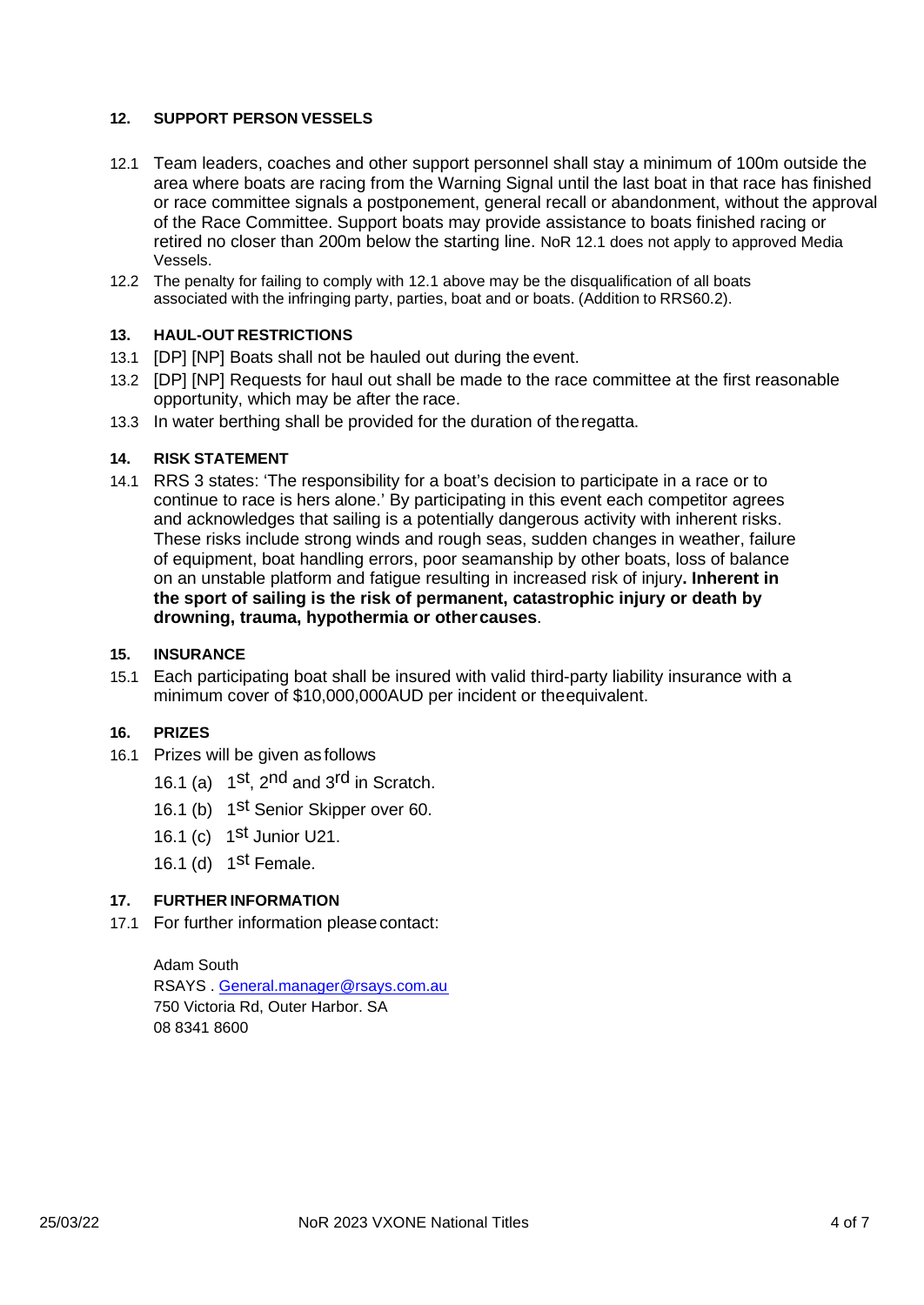## 12. SUPPORT PERSON VESSELS

12.1 Team leaders, coaches and other support personnel shall stay a minimum of 100m outside the area where boats are racing from the Warning Signal until the last boat in that race has finished or race committee signals a postponement, general recall or abandonment, without the approval of the Race Committee. Support boats may provide assistance to boats finished racing or retired no closer than 200m below the starting line. NoR 12.1 does not apply to approved Media Vessels.

12.2 The penalty for failing to comply with 12.1 above may be the disqualification of all boats associated with the infringing party, parties, boat and or boats. (Addition to RRS60.2).

## 13. HAUL-OUT RESTRICTIONS

13.1 [DP] [NP] Boats shall not be hauled out during the event.

13.2 [DP] [NP] Requests for haul out shall be made to the race committee at the first reasonable opportunity, which may be after the race.

13.3 In water berthing shall be provided for the duration of the regatta.

## 14. RISK STATEMENT

14.1 RRS 3 states: 'The responsibility for a boat's decision to participate in a race or to continue to race is hers alone.' By participating in this event each competitor agrees and acknowledges that sailing is a potentially dangerous activity with inherent risks. These risks include strong winds and rough seas, sudden changes in weather, failure of equipment, boat handling errors, poor seamanship by other boats, loss of balance on an unstable platform and fatigue resulting in increased risk of injury**. Inherent in the sport of sailing is the risk of permanent, catastrophic injury or death by drowning, trauma, hypothermia or other causes**.

## 15. INSURANCE

15.1 Each participating boat shall be insured with valid third-party liability insurance with a minimum cover of $10,000,000AUD per incident or the equivalent.

## 16. PRIZES

16.1 Prizes will be given as follows

- 16.1 (a) 1st, 2nd and 3rd in Scratch.
- 16.1 (b) 1st Senior Skipper over 60.
- 16.1 (c) 1st Junior U21.
- 16.1 (d) 1st Female.

## 17. FURTHER INFORMATION

17.1 For further information please contact:

Adam South
RSAYS . General.manager@rsays.com.au
750 Victoria Rd, Outer Harbor. SA
08 8341 8600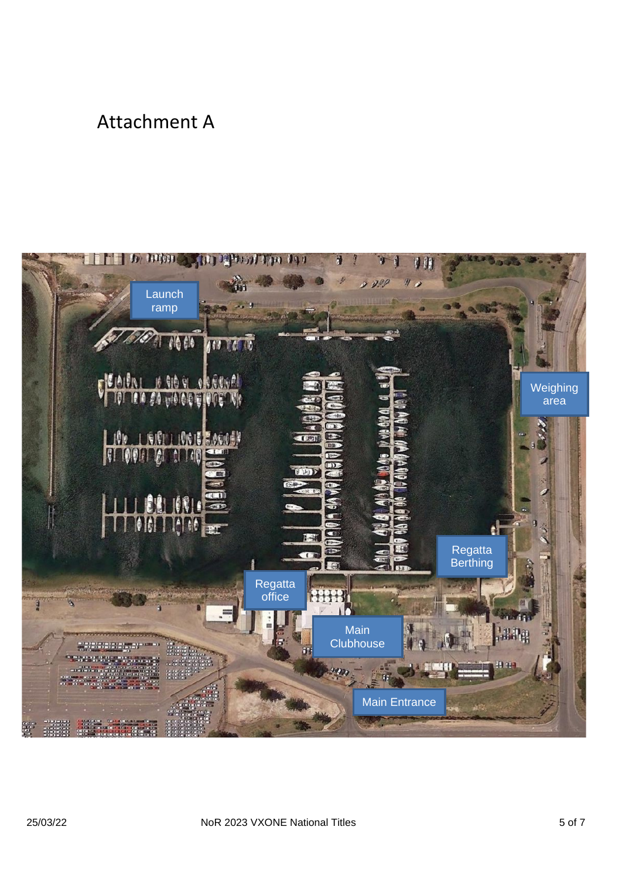# Attachment A

Launch ramp

Weighing area

Regatta Berthing

Regatta office

Main Clubhouse

Main Entrance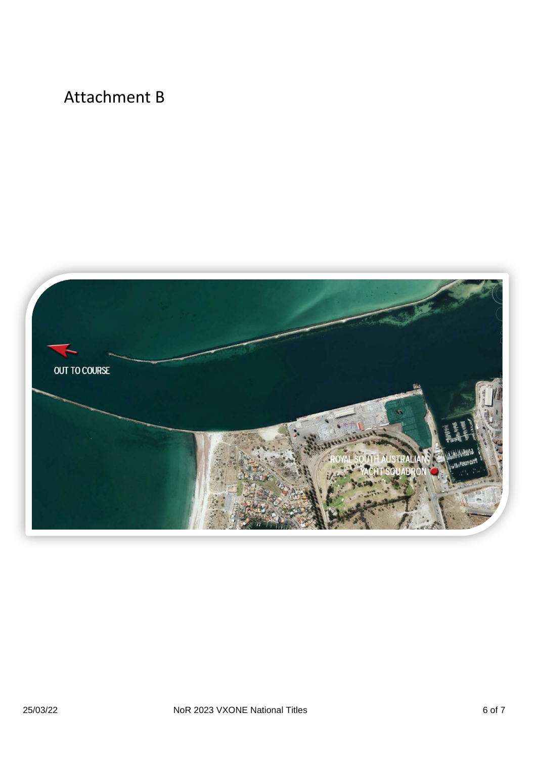# Attachment B

OUT TO COURSE

ROYAL SOUTH AUSTRALIAN YACHT SQUADRON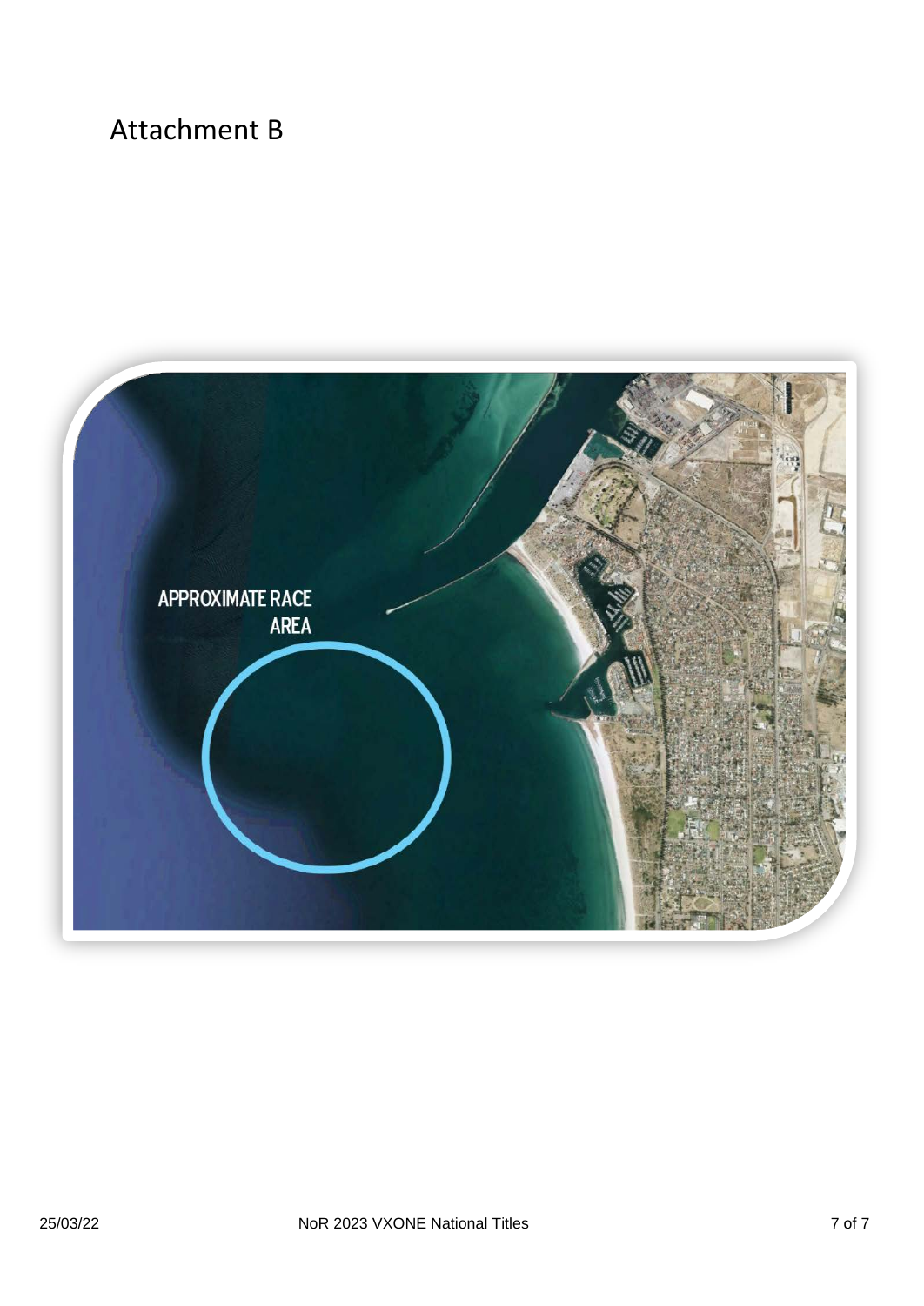# Attachment B

APPROXIMATE RACE AREA